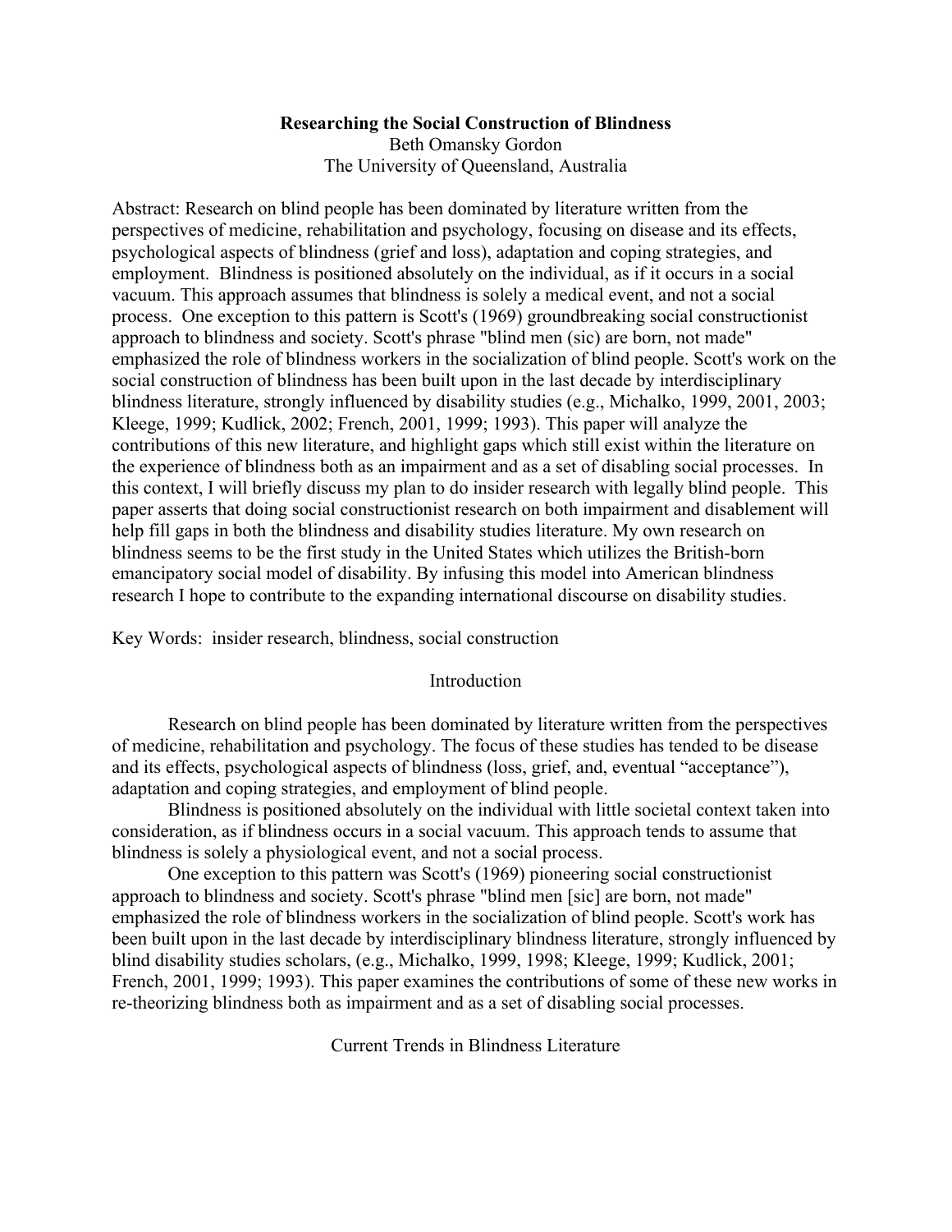# Researching the Social Construction of Blindness

Beth Omansky Gordon
The University of Queensland, Australia

Abstract: Research on blind people has been dominated by literature written from the perspectives of medicine, rehabilitation and psychology, focusing on disease and its effects, psychological aspects of blindness (grief and loss), adaptation and coping strategies, and employment. Blindness is positioned absolutely on the individual, as if it occurs in a social vacuum. This approach assumes that blindness is solely a medical event, and not a social process. One exception to this pattern is Scott's (1969) groundbreaking social constructionist approach to blindness and society. Scott's phrase "blind men (sic) are born, not made" emphasized the role of blindness workers in the socialization of blind people. Scott's work on the social construction of blindness has been built upon in the last decade by interdisciplinary blindness literature, strongly influenced by disability studies (e.g., Michalko, 1999, 2001, 2003; Kleege, 1999; Kudlick, 2002; French, 2001, 1999; 1993). This paper will analyze the contributions of this new literature, and highlight gaps which still exist within the literature on the experience of blindness both as an impairment and as a set of disabling social processes. In this context, I will briefly discuss my plan to do insider research with legally blind people. This paper asserts that doing social constructionist research on both impairment and disablement will help fill gaps in both the blindness and disability studies literature. My own research on blindness seems to be the first study in the United States which utilizes the British-born emancipatory social model of disability. By infusing this model into American blindness research I hope to contribute to the expanding international discourse on disability studies.

Key Words: insider research, blindness, social construction

## Introduction

Research on blind people has been dominated by literature written from the perspectives of medicine, rehabilitation and psychology. The focus of these studies has tended to be disease and its effects, psychological aspects of blindness (loss, grief, and, eventual "acceptance"), adaptation and coping strategies, and employment of blind people.

Blindness is positioned absolutely on the individual with little societal context taken into consideration, as if blindness occurs in a social vacuum. This approach tends to assume that blindness is solely a physiological event, and not a social process.

One exception to this pattern was Scott's (1969) pioneering social constructionist approach to blindness and society. Scott's phrase "blind men [sic] are born, not made" emphasized the role of blindness workers in the socialization of blind people. Scott's work has been built upon in the last decade by interdisciplinary blindness literature, strongly influenced by blind disability studies scholars, (e.g., Michalko, 1999, 1998; Kleege, 1999; Kudlick, 2001; French, 2001, 1999; 1993). This paper examines the contributions of some of these new works in re-theorizing blindness both as impairment and as a set of disabling social processes.

## Current Trends in Blindness Literature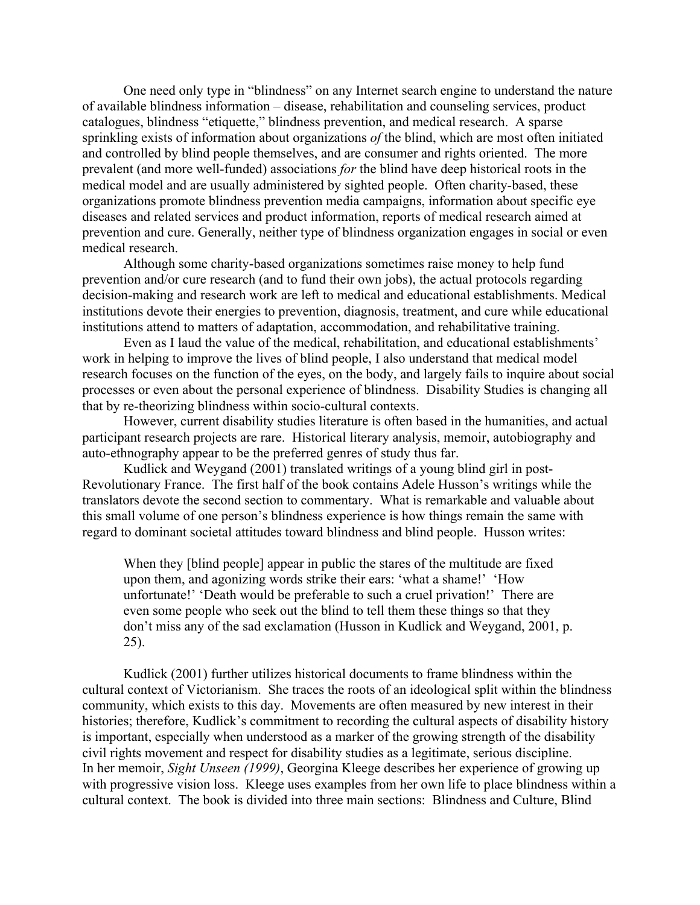One need only type in "blindness" on any Internet search engine to understand the nature of available blindness information – disease, rehabilitation and counseling services, product catalogues, blindness "etiquette," blindness prevention, and medical research. A sparse sprinkling exists of information about organizations *of* the blind, which are most often initiated and controlled by blind people themselves, and are consumer and rights oriented. The more prevalent (and more well-funded) associations *for* the blind have deep historical roots in the medical model and are usually administered by sighted people. Often charity-based, these organizations promote blindness prevention media campaigns, information about specific eye diseases and related services and product information, reports of medical research aimed at prevention and cure. Generally, neither type of blindness organization engages in social or even medical research.

Although some charity-based organizations sometimes raise money to help fund prevention and/or cure research (and to fund their own jobs), the actual protocols regarding decision-making and research work are left to medical and educational establishments. Medical institutions devote their energies to prevention, diagnosis, treatment, and cure while educational institutions attend to matters of adaptation, accommodation, and rehabilitative training.

Even as I laud the value of the medical, rehabilitation, and educational establishments' work in helping to improve the lives of blind people, I also understand that medical model research focuses on the function of the eyes, on the body, and largely fails to inquire about social processes or even about the personal experience of blindness. Disability Studies is changing all that by re-theorizing blindness within socio-cultural contexts.

However, current disability studies literature is often based in the humanities, and actual participant research projects are rare. Historical literary analysis, memoir, autobiography and auto-ethnography appear to be the preferred genres of study thus far.

Kudlick and Weygand (2001) translated writings of a young blind girl in post-Revolutionary France. The first half of the book contains Adele Husson's writings while the translators devote the second section to commentary. What is remarkable and valuable about this small volume of one person's blindness experience is how things remain the same with regard to dominant societal attitudes toward blindness and blind people. Husson writes:

> When they [blind people] appear in public the stares of the multitude are fixed upon them, and agonizing words strike their ears: 'what a shame!' 'How unfortunate!' 'Death would be preferable to such a cruel privation!' There are even some people who seek out the blind to tell them these things so that they don't miss any of the sad exclamation (Husson in Kudlick and Weygand, 2001, p. 25).

Kudlick (2001) further utilizes historical documents to frame blindness within the cultural context of Victorianism. She traces the roots of an ideological split within the blindness community, which exists to this day. Movements are often measured by new interest in their histories; therefore, Kudlick's commitment to recording the cultural aspects of disability history is important, especially when understood as a marker of the growing strength of the disability civil rights movement and respect for disability studies as a legitimate, serious discipline.

In her memoir, *Sight Unseen (1999)*, Georgina Kleege describes her experience of growing up with progressive vision loss. Kleege uses examples from her own life to place blindness within a cultural context. The book is divided into three main sections: Blindness and Culture, Blind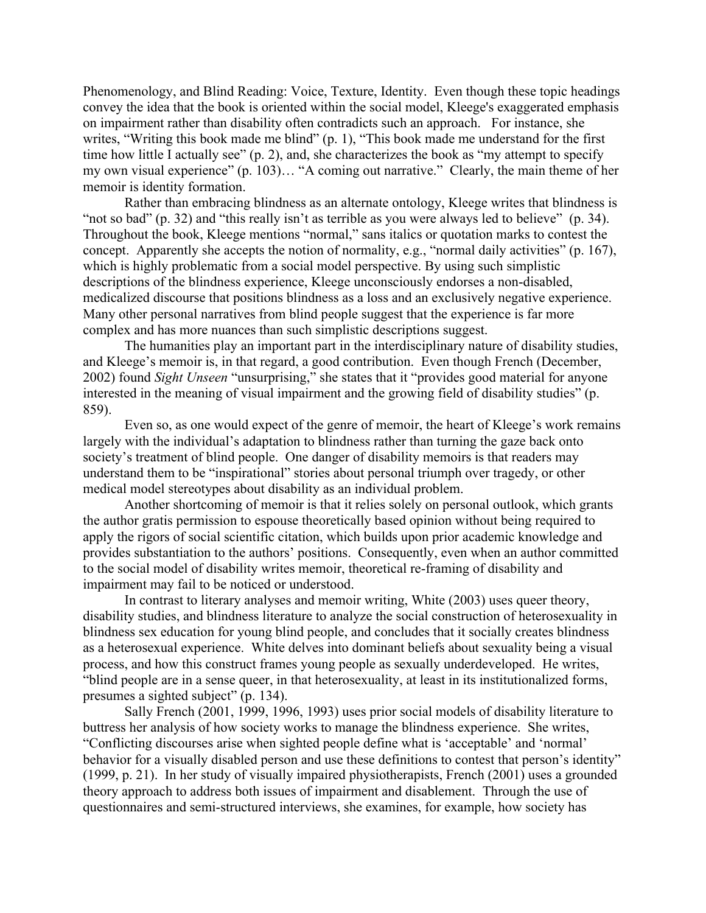Phenomenology, and Blind Reading: Voice, Texture, Identity. Even though these topic headings convey the idea that the book is oriented within the social model, Kleege's exaggerated emphasis on impairment rather than disability often contradicts such an approach. For instance, she writes, "Writing this book made me blind" (p. 1), "This book made me understand for the first time how little I actually see" (p. 2), and, she characterizes the book as "my attempt to specify my own visual experience" (p. 103)… "A coming out narrative." Clearly, the main theme of her memoir is identity formation.

Rather than embracing blindness as an alternate ontology, Kleege writes that blindness is "not so bad" (p. 32) and "this really isn't as terrible as you were always led to believe" (p. 34). Throughout the book, Kleege mentions "normal," sans italics or quotation marks to contest the concept. Apparently she accepts the notion of normality, e.g., "normal daily activities" (p. 167), which is highly problematic from a social model perspective. By using such simplistic descriptions of the blindness experience, Kleege unconsciously endorses a non-disabled, medicalized discourse that positions blindness as a loss and an exclusively negative experience. Many other personal narratives from blind people suggest that the experience is far more complex and has more nuances than such simplistic descriptions suggest.

The humanities play an important part in the interdisciplinary nature of disability studies, and Kleege's memoir is, in that regard, a good contribution. Even though French (December, 2002) found *Sight Unseen* "unsurprising," she states that it "provides good material for anyone interested in the meaning of visual impairment and the growing field of disability studies" (p. 859).

Even so, as one would expect of the genre of memoir, the heart of Kleege's work remains largely with the individual's adaptation to blindness rather than turning the gaze back onto society's treatment of blind people. One danger of disability memoirs is that readers may understand them to be "inspirational" stories about personal triumph over tragedy, or other medical model stereotypes about disability as an individual problem.

Another shortcoming of memoir is that it relies solely on personal outlook, which grants the author gratis permission to espouse theoretically based opinion without being required to apply the rigors of social scientific citation, which builds upon prior academic knowledge and provides substantiation to the authors' positions. Consequently, even when an author committed to the social model of disability writes memoir, theoretical re-framing of disability and impairment may fail to be noticed or understood.

In contrast to literary analyses and memoir writing, White (2003) uses queer theory, disability studies, and blindness literature to analyze the social construction of heterosexuality in blindness sex education for young blind people, and concludes that it socially creates blindness as a heterosexual experience. White delves into dominant beliefs about sexuality being a visual process, and how this construct frames young people as sexually underdeveloped. He writes, "blind people are in a sense queer, in that heterosexuality, at least in its institutionalized forms, presumes a sighted subject" (p. 134).

Sally French (2001, 1999, 1996, 1993) uses prior social models of disability literature to buttress her analysis of how society works to manage the blindness experience. She writes, "Conflicting discourses arise when sighted people define what is 'acceptable' and 'normal' behavior for a visually disabled person and use these definitions to contest that person's identity" (1999, p. 21). In her study of visually impaired physiotherapists, French (2001) uses a grounded theory approach to address both issues of impairment and disablement. Through the use of questionnaires and semi-structured interviews, she examines, for example, how society has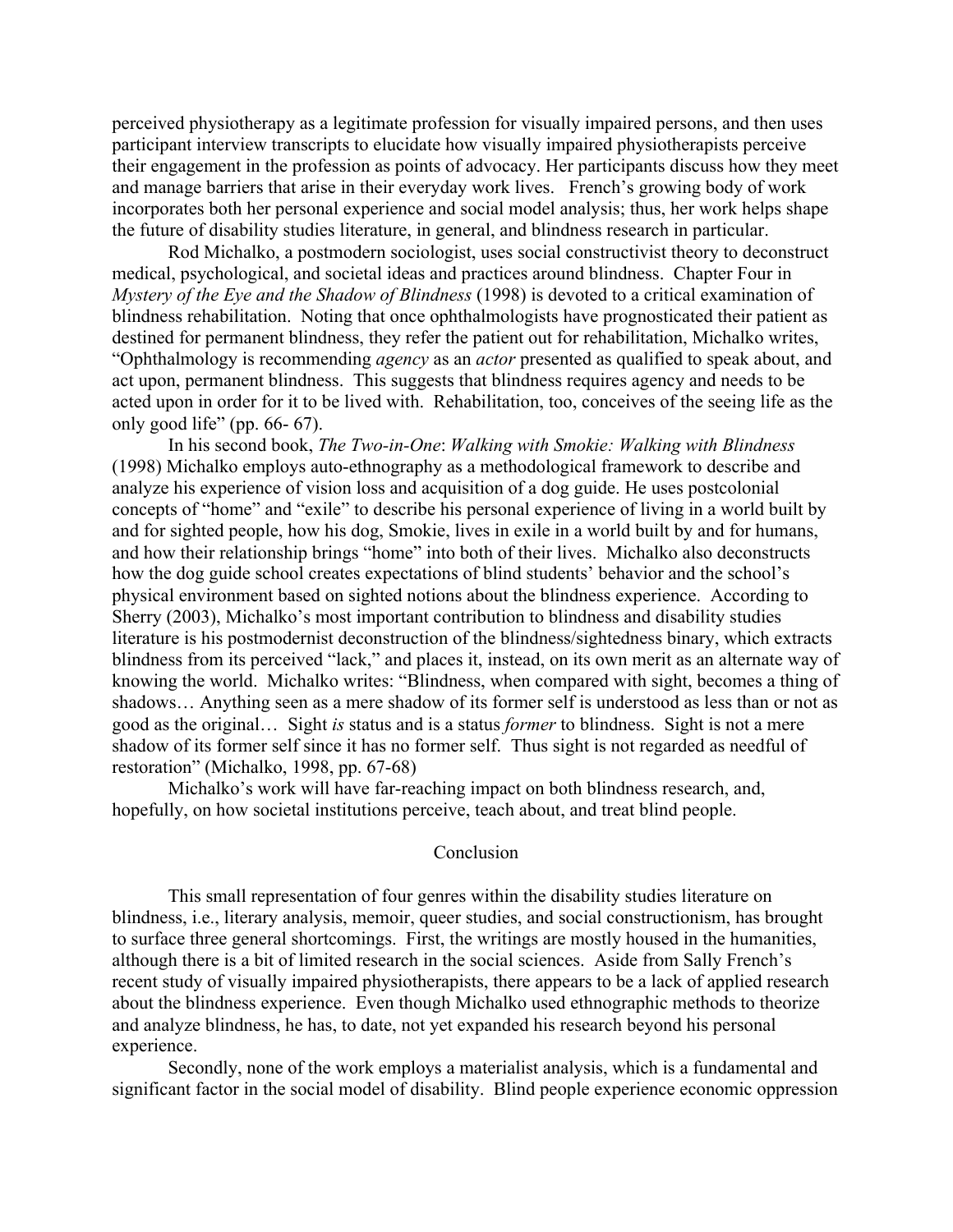perceived physiotherapy as a legitimate profession for visually impaired persons, and then uses participant interview transcripts to elucidate how visually impaired physiotherapists perceive their engagement in the profession as points of advocacy. Her participants discuss how they meet and manage barriers that arise in their everyday work lives. French's growing body of work incorporates both her personal experience and social model analysis; thus, her work helps shape the future of disability studies literature, in general, and blindness research in particular.

Rod Michalko, a postmodern sociologist, uses social constructivist theory to deconstruct medical, psychological, and societal ideas and practices around blindness. Chapter Four in *Mystery of the Eye and the Shadow of Blindness* (1998) is devoted to a critical examination of blindness rehabilitation. Noting that once ophthalmologists have prognosticated their patient as destined for permanent blindness, they refer the patient out for rehabilitation, Michalko writes, "Ophthalmology is recommending *agency* as an *actor* presented as qualified to speak about, and act upon, permanent blindness. This suggests that blindness requires agency and needs to be acted upon in order for it to be lived with. Rehabilitation, too, conceives of the seeing life as the only good life" (pp. 66- 67).

In his second book, *The Two-in-One*: *Walking with Smokie: Walking with Blindness* (1998) Michalko employs auto-ethnography as a methodological framework to describe and analyze his experience of vision loss and acquisition of a dog guide. He uses postcolonial concepts of "home" and "exile" to describe his personal experience of living in a world built by and for sighted people, how his dog, Smokie, lives in exile in a world built by and for humans, and how their relationship brings "home" into both of their lives. Michalko also deconstructs how the dog guide school creates expectations of blind students' behavior and the school's physical environment based on sighted notions about the blindness experience. According to Sherry (2003), Michalko's most important contribution to blindness and disability studies literature is his postmodernist deconstruction of the blindness/sightedness binary, which extracts blindness from its perceived "lack," and places it, instead, on its own merit as an alternate way of knowing the world. Michalko writes: "Blindness, when compared with sight, becomes a thing of shadows… Anything seen as a mere shadow of its former self is understood as less than or not as good as the original… Sight *is* status and is a status *former* to blindness. Sight is not a mere shadow of its former self since it has no former self. Thus sight is not regarded as needful of restoration" (Michalko, 1998, pp. 67-68)

Michalko's work will have far-reaching impact on both blindness research, and, hopefully, on how societal institutions perceive, teach about, and treat blind people.

## Conclusion

This small representation of four genres within the disability studies literature on blindness, i.e., literary analysis, memoir, queer studies, and social constructionism, has brought to surface three general shortcomings. First, the writings are mostly housed in the humanities, although there is a bit of limited research in the social sciences. Aside from Sally French's recent study of visually impaired physiotherapists, there appears to be a lack of applied research about the blindness experience. Even though Michalko used ethnographic methods to theorize and analyze blindness, he has, to date, not yet expanded his research beyond his personal experience.

Secondly, none of the work employs a materialist analysis, which is a fundamental and significant factor in the social model of disability. Blind people experience economic oppression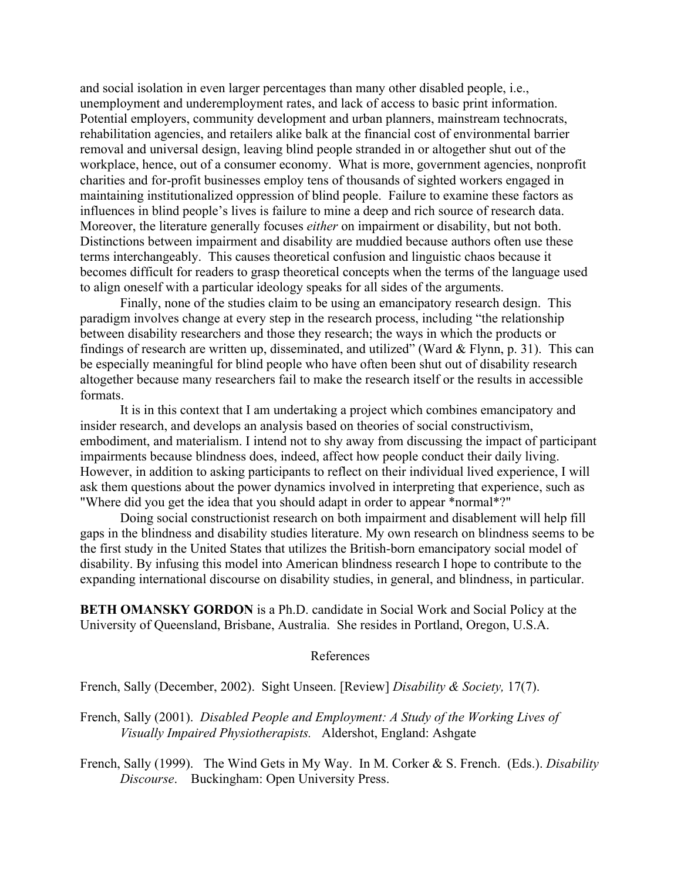and social isolation in even larger percentages than many other disabled people, i.e., unemployment and underemployment rates, and lack of access to basic print information. Potential employers, community development and urban planners, mainstream technocrats, rehabilitation agencies, and retailers alike balk at the financial cost of environmental barrier removal and universal design, leaving blind people stranded in or altogether shut out of the workplace, hence, out of a consumer economy. What is more, government agencies, nonprofit charities and for-profit businesses employ tens of thousands of sighted workers engaged in maintaining institutionalized oppression of blind people. Failure to examine these factors as influences in blind people's lives is failure to mine a deep and rich source of research data. Moreover, the literature generally focuses *either* on impairment or disability, but not both. Distinctions between impairment and disability are muddied because authors often use these terms interchangeably. This causes theoretical confusion and linguistic chaos because it becomes difficult for readers to grasp theoretical concepts when the terms of the language used to align oneself with a particular ideology speaks for all sides of the arguments.

Finally, none of the studies claim to be using an emancipatory research design. This paradigm involves change at every step in the research process, including "the relationship between disability researchers and those they research; the ways in which the products or findings of research are written up, disseminated, and utilized" (Ward & Flynn, p. 31). This can be especially meaningful for blind people who have often been shut out of disability research altogether because many researchers fail to make the research itself or the results in accessible formats.

It is in this context that I am undertaking a project which combines emancipatory and insider research, and develops an analysis based on theories of social constructivism, embodiment, and materialism. I intend not to shy away from discussing the impact of participant impairments because blindness does, indeed, affect how people conduct their daily living. However, in addition to asking participants to reflect on their individual lived experience, I will ask them questions about the power dynamics involved in interpreting that experience, such as "Where did you get the idea that you should adapt in order to appear *normal*?"

Doing social constructionist research on both impairment and disablement will help fill gaps in the blindness and disability studies literature. My own research on blindness seems to be the first study in the United States that utilizes the British-born emancipatory social model of disability. By infusing this model into American blindness research I hope to contribute to the expanding international discourse on disability studies, in general, and blindness, in particular.

**BETH OMANSKY GORDON** is a Ph.D. candidate in Social Work and Social Policy at the University of Queensland, Brisbane, Australia. She resides in Portland, Oregon, U.S.A.

## References

French, Sally (December, 2002). Sight Unseen. [Review] *Disability & Society,* 17(7).

French, Sally (2001). *Disabled People and Employment: A Study of the Working Lives of Visually Impaired Physiotherapists.* Aldershot, England: Ashgate

French, Sally (1999). The Wind Gets in My Way. In M. Corker & S. French. (Eds.). *Disability Discourse*. Buckingham: Open University Press.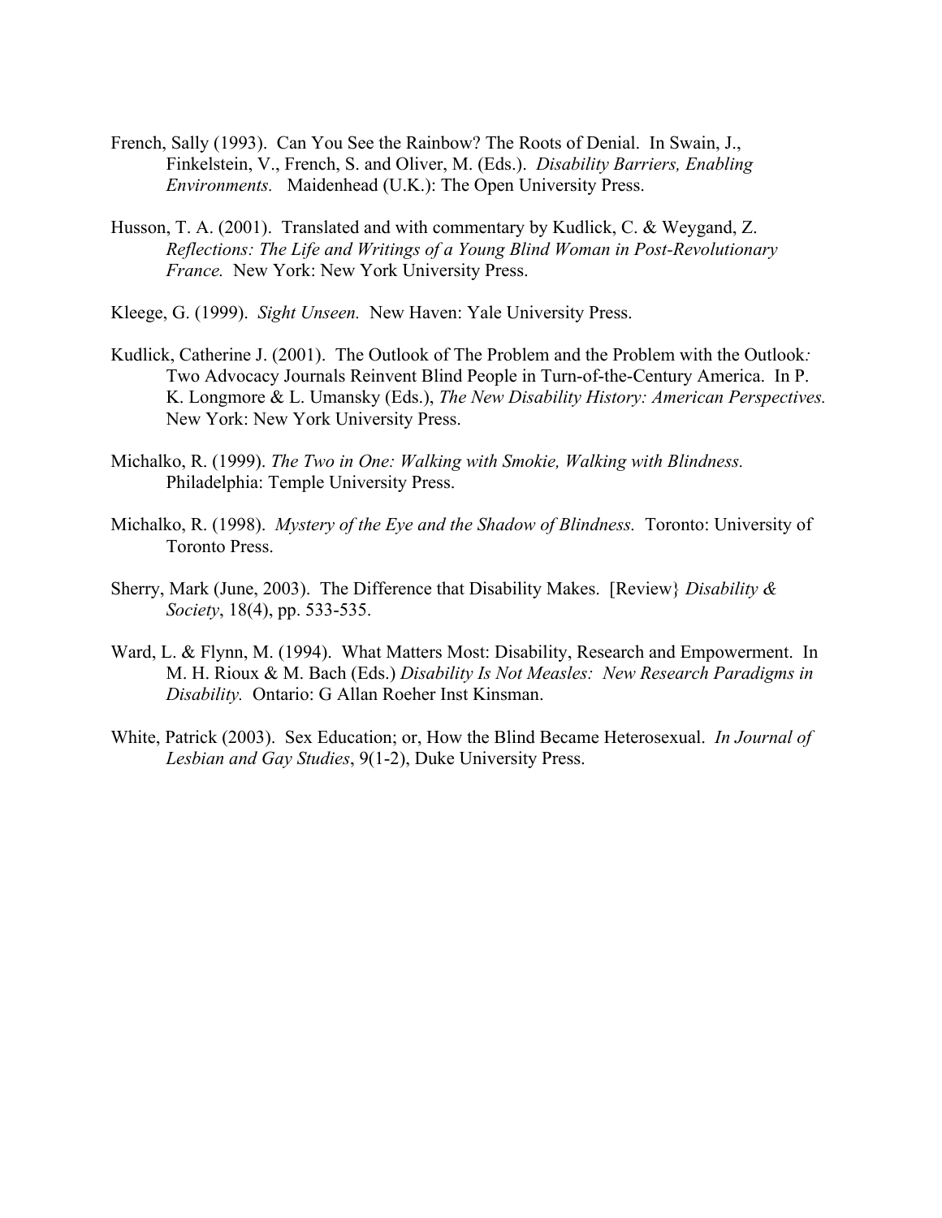French, Sally (1993). Can You See the Rainbow? The Roots of Denial. In Swain, J., Finkelstein, V., French, S. and Oliver, M. (Eds.). *Disability Barriers, Enabling Environments.* Maidenhead (U.K.): The Open University Press.

Husson, T. A. (2001). Translated and with commentary by Kudlick, C. & Weygand, Z. *Reflections: The Life and Writings of a Young Blind Woman in Post-Revolutionary France.* New York: New York University Press.

Kleege, G. (1999). *Sight Unseen.* New Haven: Yale University Press.

Kudlick, Catherine J. (2001). The Outlook of The Problem and the Problem with the Outlook*:* Two Advocacy Journals Reinvent Blind People in Turn-of-the-Century America. In P. K. Longmore & L. Umansky (Eds.), *The New Disability History: American Perspectives.* New York: New York University Press.

Michalko, R. (1999). *The Two in One: Walking with Smokie, Walking with Blindness.* Philadelphia: Temple University Press.

Michalko, R. (1998). *Mystery of the Eye and the Shadow of Blindness.* Toronto: University of Toronto Press.

Sherry, Mark (June, 2003). The Difference that Disability Makes. [Review} *Disability & Society*, 18(4), pp. 533-535.

Ward, L. & Flynn, M. (1994). What Matters Most: Disability, Research and Empowerment. In M. H. Rioux & M. Bach (Eds.) *Disability Is Not Measles: New Research Paradigms in Disability.* Ontario: G Allan Roeher Inst Kinsman.

White, Patrick (2003). Sex Education; or, How the Blind Became Heterosexual. *In Journal of Lesbian and Gay Studies*, 9(1-2), Duke University Press.